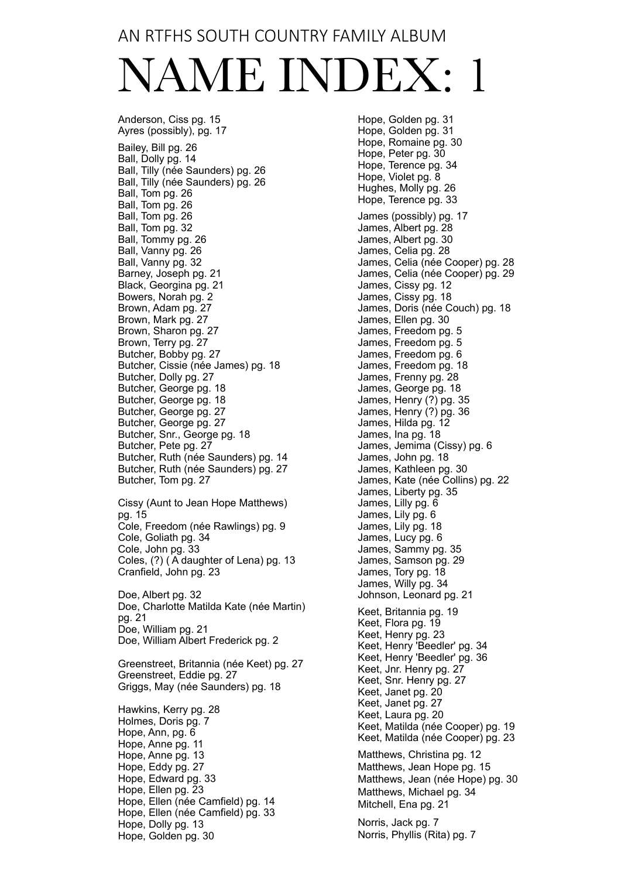AN RTFHS SOUTH COUNTRY FAMILY ALBUM

# NAME INDEX: 1

Anderson, Ciss pg. 15
Ayres (possibly), pg. 17

Bailey, Bill pg. 26
Ball, Dolly pg. 14
Ball, Tilly (née Saunders) pg. 26
Ball, Tilly (née Saunders) pg. 26
Ball, Tom pg. 26
Ball, Tom pg. 26
Ball, Tom pg. 26
Ball, Tom pg. 32
Ball, Tommy pg. 26
Ball, Vanny pg. 26
Ball, Vanny pg. 32
Barney, Joseph pg. 21
Black, Georgina pg. 21
Bowers, Norah pg. 2
Brown, Adam pg. 27
Brown, Mark pg. 27
Brown, Sharon pg. 27
Brown, Terry pg. 27
Butcher, Bobby pg. 27
Butcher, Cissie (née James) pg. 18
Butcher, Dolly pg. 27
Butcher, George pg. 18
Butcher, George pg. 18
Butcher, George pg. 27
Butcher, George pg. 27
Butcher, Snr., George pg. 18
Butcher, Pete pg. 27
Butcher, Ruth (née Saunders) pg. 14
Butcher, Ruth (née Saunders) pg. 27
Butcher, Tom pg. 27

Cissy (Aunt to Jean Hope Matthews) pg. 15
Cole, Freedom (née Rawlings) pg. 9
Cole, Goliath pg. 34
Cole, John pg. 33
Coles, (?) ( A daughter of Lena) pg. 13
Cranfield, John pg. 23

Doe, Albert pg. 32
Doe, Charlotte Matilda Kate (née Martin) pg. 21
Doe, William pg. 21
Doe, William Albert Frederick pg. 2

Greenstreet, Britannia (née Keet) pg. 27
Greenstreet, Eddie pg. 27
Griggs, May (née Saunders) pg. 18

Hawkins, Kerry pg. 28
Holmes, Doris pg. 7
Hope, Ann, pg. 6
Hope, Anne pg. 11
Hope, Anne pg. 13
Hope, Eddy pg. 27
Hope, Edward pg. 33
Hope, Ellen pg. 23
Hope, Ellen (née Camfield) pg. 14
Hope, Ellen (née Camfield) pg. 33
Hope, Dolly pg. 13
Hope, Golden pg. 30
Hope, Golden pg. 31
Hope, Golden pg. 31
Hope, Romaine pg. 30
Hope, Peter pg. 30
Hope, Terence pg. 34
Hope, Violet pg. 8
Hughes, Molly pg. 26
Hope, Terence pg. 33

James (possibly) pg. 17
James, Albert pg. 28
James, Albert pg. 30
James, Celia pg. 28
James, Celia (née Cooper) pg. 28
James, Celia (née Cooper) pg. 29
James, Cissy pg. 12
James, Cissy pg. 18
James, Doris (née Couch) pg. 18
James, Ellen pg. 30
James, Freedom pg. 5
James, Freedom pg. 5
James, Freedom pg. 6
James, Freedom pg. 18
James, Frenny pg. 28
James, George pg. 18
James, Henry (?) pg. 35
James, Henry (?) pg. 36
James, Hilda pg. 12
James, Ina pg. 18
James, Jemima (Cissy) pg. 6
James, John pg. 18
James, Kathleen pg. 30
James, Kate (née Collins) pg. 22
James, Liberty pg. 35
James, Lilly pg. 6
James, Lily pg. 6
James, Lily pg. 18
James, Lucy pg. 6
James, Sammy pg. 35
James, Samson pg. 29
James, Tory pg. 18
James, Willy pg. 34
Johnson, Leonard pg. 21

Keet, Britannia pg. 19
Keet, Flora pg. 19
Keet, Henry pg. 23
Keet, Henry 'Beedler' pg. 34
Keet, Henry 'Beedler' pg. 36
Keet, Jnr. Henry pg. 27
Keet, Snr. Henry pg. 27
Keet, Janet pg. 20
Keet, Janet pg. 27
Keet, Laura pg. 20
Keet, Matilda (née Cooper) pg. 19
Keet, Matilda (née Cooper) pg. 23

Matthews, Christina pg. 12
Matthews, Jean Hope pg. 15
Matthews, Jean (née Hope) pg. 30
Matthews, Michael pg. 34
Mitchell, Ena pg. 21

Norris, Jack pg. 7
Norris, Phyllis (Rita) pg. 7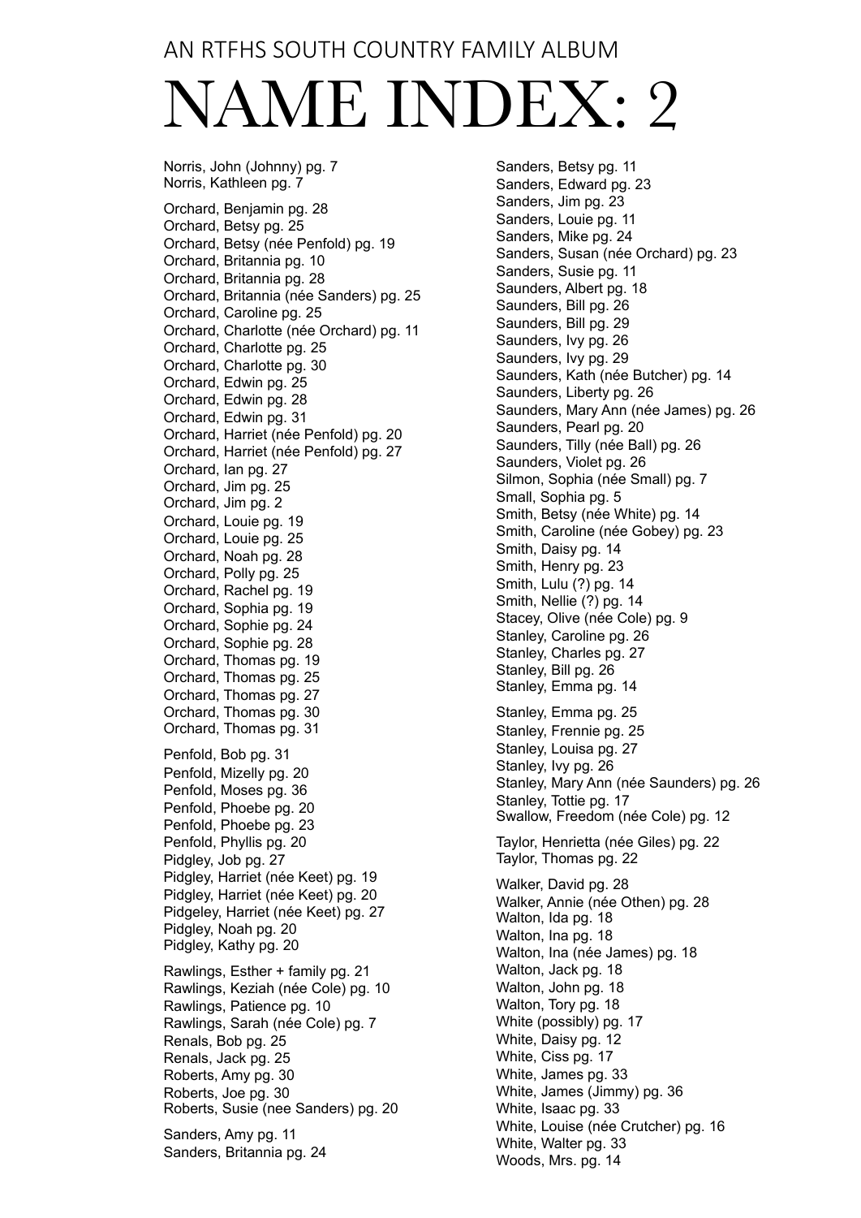AN RTFHS SOUTH COUNTRY FAMILY ALBUM

# NAME INDEX: 2

Norris, John (Johnny) pg. 7
Norris, Kathleen pg. 7

Orchard, Benjamin pg. 28
Orchard, Betsy pg. 25
Orchard, Betsy (née Penfold) pg. 19
Orchard, Britannia pg. 10
Orchard, Britannia pg. 28
Orchard, Britannia (née Sanders) pg. 25
Orchard, Caroline pg. 25
Orchard, Charlotte (née Orchard) pg. 11
Orchard, Charlotte pg. 25
Orchard, Charlotte pg. 30
Orchard, Edwin pg. 25
Orchard, Edwin pg. 28
Orchard, Edwin pg. 31
Orchard, Harriet (née Penfold) pg. 20
Orchard, Harriet (née Penfold) pg. 27
Orchard, Ian pg. 27
Orchard, Jim pg. 25
Orchard, Jim pg. 2
Orchard, Louie pg. 19
Orchard, Louie pg. 25
Orchard, Noah pg. 28
Orchard, Polly pg. 25
Orchard, Rachel pg. 19
Orchard, Sophia pg. 19
Orchard, Sophie pg. 24
Orchard, Sophie pg. 28
Orchard, Thomas pg. 19
Orchard, Thomas pg. 25
Orchard, Thomas pg. 27
Orchard, Thomas pg. 30
Orchard, Thomas pg. 31

Penfold, Bob pg. 31
Penfold, Mizelly pg. 20
Penfold, Moses pg. 36
Penfold, Phoebe pg. 20
Penfold, Phoebe pg. 23
Penfold, Phyllis pg. 20
Pidgley, Job pg. 27
Pidgley, Harriet (née Keet) pg. 19
Pidgley, Harriet (née Keet) pg. 20
Pidgeley, Harriet (née Keet) pg. 27
Pidgley, Noah pg. 20
Pidgley, Kathy pg. 20

Rawlings, Esther + family pg. 21
Rawlings, Keziah (née Cole) pg. 10
Rawlings, Patience pg. 10
Rawlings, Sarah (née Cole) pg. 7
Renals, Bob pg. 25
Renals, Jack pg. 25
Roberts, Amy pg. 30
Roberts, Joe pg. 30
Roberts, Susie (nee Sanders) pg. 20

Sanders, Amy pg. 11
Sanders, Britannia pg. 24
Sanders, Betsy pg. 11
Sanders, Edward pg. 23
Sanders, Jim pg. 23
Sanders, Louie pg. 11
Sanders, Mike pg. 24
Sanders, Susan (née Orchard) pg. 23
Sanders, Susie pg. 11
Saunders, Albert pg. 18
Saunders, Bill pg. 26
Saunders, Bill pg. 29
Saunders, Ivy pg. 26
Saunders, Ivy pg. 29
Saunders, Kath (née Butcher) pg. 14
Saunders, Liberty pg. 26
Saunders, Mary Ann (née James) pg. 26
Saunders, Pearl pg. 20
Saunders, Tilly (née Ball) pg. 26
Saunders, Violet pg. 26
Silmon, Sophia (née Small) pg. 7
Small, Sophia pg. 5
Smith, Betsy (née White) pg. 14
Smith, Caroline (née Gobey) pg. 23
Smith, Daisy pg. 14
Smith, Henry pg. 23
Smith, Lulu (?) pg. 14
Smith, Nellie (?) pg. 14
Stacey, Olive (née Cole) pg. 9
Stanley, Caroline pg. 26
Stanley, Charles pg. 27
Stanley, Bill pg. 26
Stanley, Emma pg. 14
Stanley, Emma pg. 25
Stanley, Frennie pg. 25
Stanley, Louisa pg. 27
Stanley, Ivy pg. 26
Stanley, Mary Ann (née Saunders) pg. 26
Stanley, Tottie pg. 17
Swallow, Freedom (née Cole) pg. 12

Taylor, Henrietta (née Giles) pg. 22
Taylor, Thomas pg. 22

Walker, David pg. 28
Walker, Annie (née Othen) pg. 28
Walton, Ida pg. 18
Walton, Ina pg. 18
Walton, Ina (née James) pg. 18
Walton, Jack pg. 18
Walton, John pg. 18
Walton, Tory pg. 18
White (possibly) pg. 17
White, Daisy pg. 12
White, Ciss pg. 17
White, James pg. 33
White, James (Jimmy) pg. 36
White, Isaac pg. 33
White, Louise (née Crutcher) pg. 16
White, Walter pg. 33
Woods, Mrs. pg. 14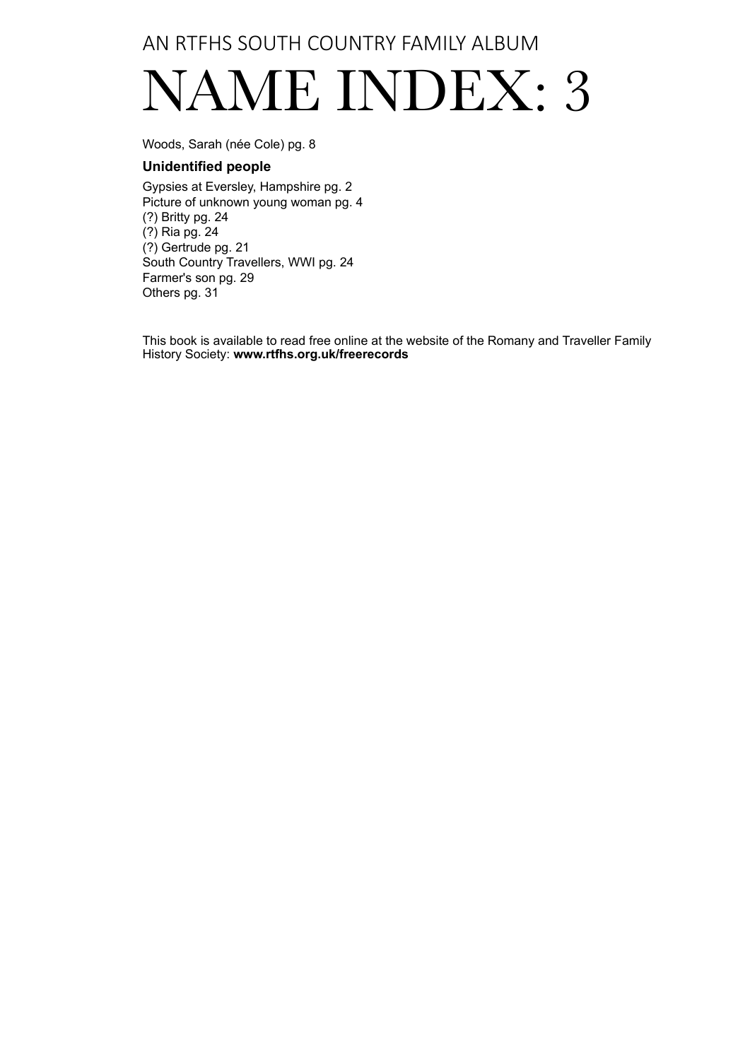AN RTFHS SOUTH COUNTRY FAMILY ALBUM

# NAME INDEX: 3

Woods, Sarah (née Cole) pg. 8

### Unidentified people

Gypsies at Eversley, Hampshire pg. 2
Picture of unknown young woman pg. 4
(?) Britty pg. 24
(?) Ria pg. 24
(?) Gertrude pg. 21
South Country Travellers, WWI pg. 24
Farmer's son pg. 29
Others pg. 31

This book is available to read free online at the website of the Romany and Traveller Family History Society: **www.rtfhs.org.uk/freerecords**